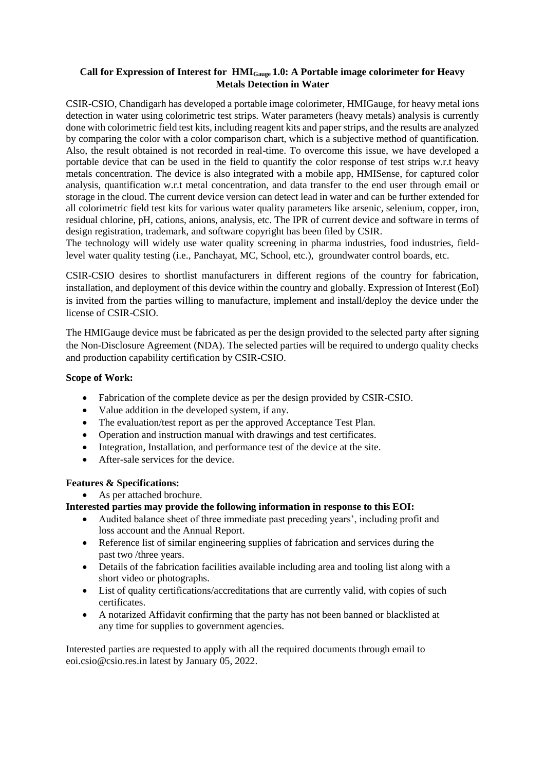# Call for Expression of Interest for $\text{HMI}_{\text{Gauge}}$ 1.0: A Portable image colorimeter for Heavy Metals Detection in Water

CSIR-CSIO, Chandigarh has developed a portable image colorimeter, HMIGauge, for heavy metal ions detection in water using colorimetric test strips. Water parameters (heavy metals) analysis is currently done with colorimetric field test kits, including reagent kits and paper strips, and the results are analyzed by comparing the color with a color comparison chart, which is a subjective method of quantification. Also, the result obtained is not recorded in real-time. To overcome this issue, we have developed a portable device that can be used in the field to quantify the color response of test strips w.r.t heavy metals concentration. The device is also integrated with a mobile app, HMISense, for captured color analysis, quantification w.r.t metal concentration, and data transfer to the end user through email or storage in the cloud. The current device version can detect lead in water and can be further extended for all colorimetric field test kits for various water quality parameters like arsenic, selenium, copper, iron, residual chlorine, pH, cations, anions, analysis, etc. The IPR of current device and software in terms of design registration, trademark, and software copyright has been filed by CSIR.

The technology will widely use water quality screening in pharma industries, food industries, field-level water quality testing (i.e., Panchayat, MC, School, etc.), groundwater control boards, etc.

CSIR-CSIO desires to shortlist manufacturers in different regions of the country for fabrication, installation, and deployment of this device within the country and globally. Expression of Interest (EoI) is invited from the parties willing to manufacture, implement and install/deploy the device under the license of CSIR-CSIO.

The HMIGauge device must be fabricated as per the design provided to the selected party after signing the Non-Disclosure Agreement (NDA). The selected parties will be required to undergo quality checks and production capability certification by CSIR-CSIO.

**Scope of Work:**

- Fabrication of the complete device as per the design provided by CSIR-CSIO.
- Value addition in the developed system, if any.
- The evaluation/test report as per the approved Acceptance Test Plan.
- Operation and instruction manual with drawings and test certificates.
- Integration, Installation, and performance test of the device at the site.
- After-sale services for the device.

**Features & Specifications:**

- As per attached brochure.

**Interested parties may provide the following information in response to this EOI:**

- Audited balance sheet of three immediate past preceding years', including profit and loss account and the Annual Report.
- Reference list of similar engineering supplies of fabrication and services during the past two /three years.
- Details of the fabrication facilities available including area and tooling list along with a short video or photographs.
- List of quality certifications/accreditations that are currently valid, with copies of such certificates.
- A notarized Affidavit confirming that the party has not been banned or blacklisted at any time for supplies to government agencies.

Interested parties are requested to apply with all the required documents through email to eoi.csio@csio.res.in latest by January 05, 2022.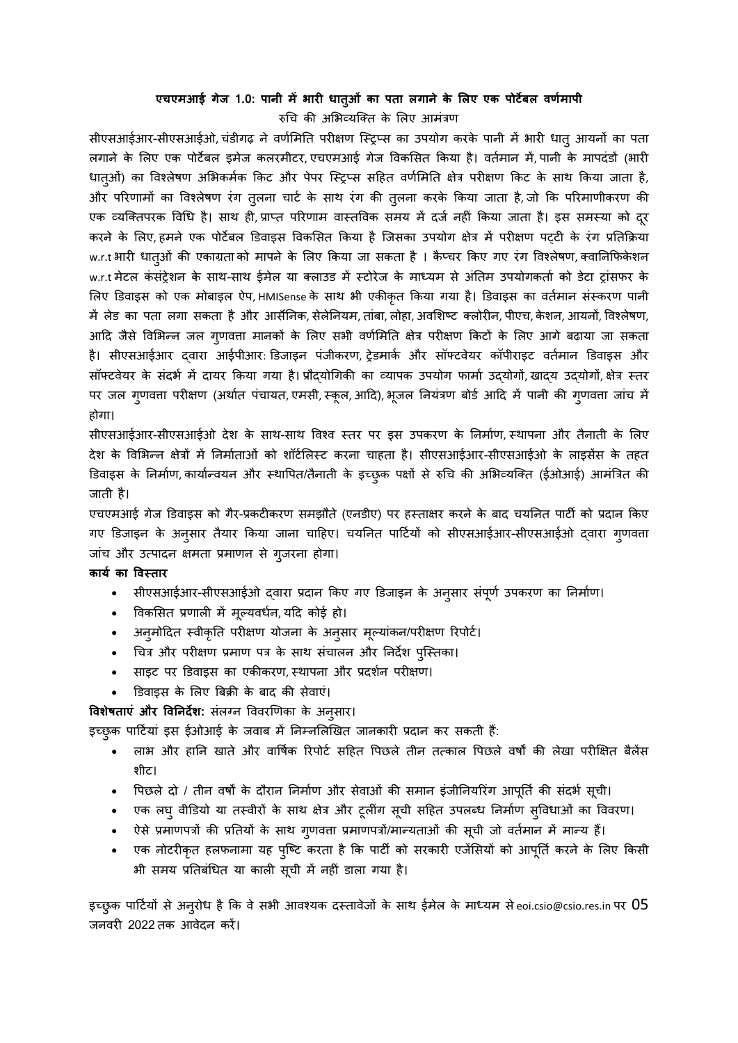**एचएमआई गेज 1.0: पानी में भारी धातुओं का पता लगाने के लिए एक पोर्टेबल वर्णमापी**

रुचि की अभिव्यक्ति के लिए आमंत्रण

सीएसआईआर-सीएसआईओ, चंडीगढ़ ने वर्णमिति परीक्षण स्ट्रिप्स का उपयोग करके पानी में भारी धातु आयनों का पता लगाने के लिए एक पोर्टेबल इमेज कलरमीटर, एचएमआई गेज विकसित किया है। वर्तमान में, पानी के मापदंडों (भारी धातुओं) का विश्लेषण अभिकर्मक किट और पेपर स्ट्रिप्स सहित वर्णमिति क्षेत्र परीक्षण किट के साथ किया जाता है, और परिणामों का विश्लेषण रंग तुलना चार्ट के साथ रंग की तुलना करके किया जाता है, जो कि परिमाणीकरण की एक व्यक्तिपरक विधि है। साथ ही, प्राप्त परिणाम वास्तविक समय में दर्ज नहीं किया जाता है। इस समस्या को दूर करने के लिए, हमने एक पोर्टेबल डिवाइस विकसित किया है जिसका उपयोग क्षेत्र में परीक्षण पट्टी के रंग प्रतिक्रिया w.r.t भारी धातुओं की एकाग्रता को मापने के लिए किया जा सकता है । कैप्चर किए गए रंग विश्लेषण, क्वानिफिकेशन w.r.t मेटल कंसंट्रेशन के साथ-साथ ईमेल या क्लाउड में स्टोरेज के माध्यम से अंतिम उपयोगकर्ता को डेटा ट्रांसफर के लिए डिवाइस को एक मोबाइल ऐप, HMISense के साथ भी एकीकृत किया गया है। डिवाइस का वर्तमान संस्करण पानी में लेड का पता लगा सकता है और आर्सेनिक, सेलेनियम, तांबा, लोहा, अवशिष्ट क्लोरीन, पीएच, केशन, आयनों, विश्लेषण, आदि जैसे विभिन्न जल गुणवत्ता मानकों के लिए सभी वर्णमिति क्षेत्र परीक्षण किटों के लिए आगे बढ़ाया जा सकता है। सीएसआईआर द्वारा आईपीआर: डिजाइन पंजीकरण, ट्रेडमार्क और सॉफ्टवेयर कॉपीराइट वर्तमान डिवाइस और सॉफ्टवेयर के संदर्भ में दायर किया गया है। प्रौद्योगिकी का व्यापक उपयोग फार्मा उद्योगों, खाद्य उद्योगों, क्षेत्र स्तर पर जल गुणवत्ता परीक्षण (अर्थात पंचायत, एमसी, स्कूल, आदि), भूजल नियंत्रण बोर्ड आदि में पानी की गुणवत्ता जांच में होगा।

सीएसआईआर-सीएसआईओ देश के साथ-साथ विश्व स्तर पर इस उपकरण के निर्माण, स्थापना और तैनाती के लिए देश के विभिन्न क्षेत्रों में निर्माताओं को शॉर्टलिस्ट करना चाहता है। सीएसआईआर-सीएसआईओ के लाइसेंस के तहत डिवाइस के निर्माण, कार्यान्वयन और स्थापित/तैनाती के इच्छुक पक्षों से रुचि की अभिव्यक्ति (ईओआई) आमंत्रित की जाती है।

एचएमआई गेज डिवाइस को गैर-प्रकटीकरण समझौते (एनडीए) पर हस्ताक्षर करने के बाद चयनित पार्टी को प्रदान किए गए डिजाइन के अनुसार तैयार किया जाना चाहिए। चयनित पार्टियों को सीएसआईआर-सीएसआईओ द्वारा गुणवत्ता जांच और उत्पादन क्षमता प्रमाणन से गुजरना होगा।

**कार्य का विस्तार**

- सीएसआईआर-सीएसआईओ द्वारा प्रदान किए गए डिजाइन के अनुसार संपूर्ण उपकरण का निर्माण।
- विकसित प्रणाली में मूल्यवर्धन, यदि कोई हो।
- अनुमोदित स्वीकृति परीक्षण योजना के अनुसार मूल्यांकन/परीक्षण रिपोर्ट।
- चित्र और परीक्षण प्रमाण पत्र के साथ संचालन और निर्देश पुस्तिका।
- साइट पर डिवाइस का एकीकरण, स्थापना और प्रदर्शन परीक्षण।
- डिवाइस के लिए बिक्री के बाद की सेवाएं।

**विशेषताएं और विनिर्देश:** संलग्न विवरणिका के अनुसार।

इच्छुक पार्टियां इस ईओआई के जवाब में निम्नलिखित जानकारी प्रदान कर सकती हैं:

- लाभ और हानि खाते और वार्षिक रिपोर्ट सहित पिछले तीन तत्काल पिछले वर्षों की लेखा परीक्षित बैलेंस शीट।
- पिछले दो / तीन वर्षों के दौरान निर्माण और सेवाओं की समान इंजीनियरिंग आपूर्ति की संदर्भ सूची।
- एक लघु वीडियो या तस्वीरों के साथ क्षेत्र और टूलींग सूची सहित उपलब्ध निर्माण सुविधाओं का विवरण।
- ऐसे प्रमाणपत्रों की प्रतियों के साथ गुणवत्ता प्रमाणपत्रों/मान्यताओं की सूची जो वर्तमान में मान्य हैं।
- एक नोटरीकृत हलफनामा यह पुष्टि करता है कि पार्टी को सरकारी एजेंसियों को आपूर्ति करने के लिए किसी भी समय प्रतिबंधित या काली सूची में नहीं डाला गया है।

इच्छुक पार्टियों से अनुरोध है कि वे सभी आवश्यक दस्तावेजों के साथ ईमेल के माध्यम से eoi.csio@csio.res.in पर 05 जनवरी 2022 तक आवेदन करें।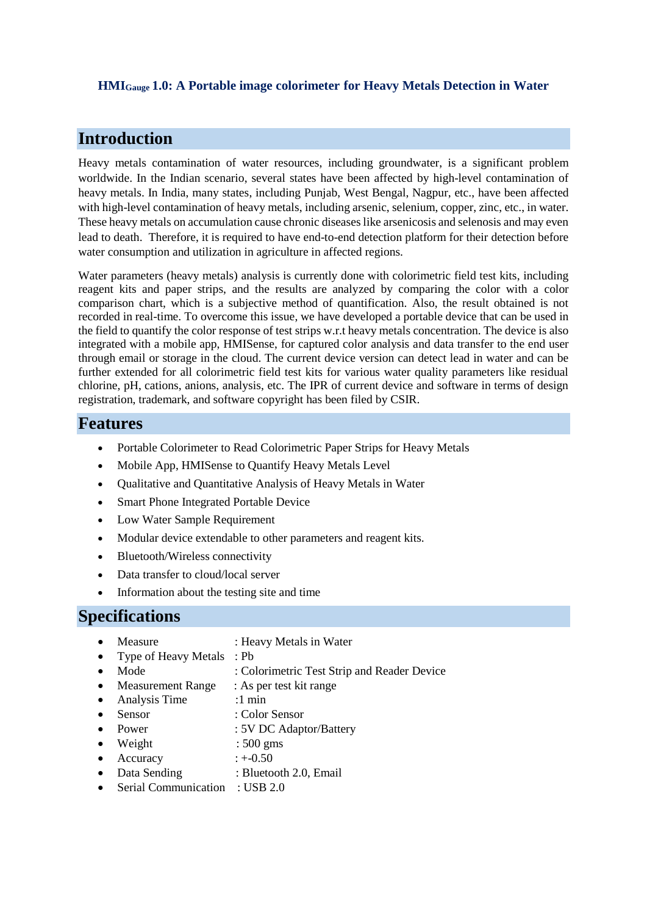### $HMI_{Gauge}$ 1.0: A Portable image colorimeter for Heavy Metals Detection in Water

## Introduction

Heavy metals contamination of water resources, including groundwater, is a significant problem worldwide. In the Indian scenario, several states have been affected by high-level contamination of heavy metals. In India, many states, including Punjab, West Bengal, Nagpur, etc., have been affected with high-level contamination of heavy metals, including arsenic, selenium, copper, zinc, etc., in water. These heavy metals on accumulation cause chronic diseases like arsenicosis and selenosis and may even lead to death. Therefore, it is required to have end-to-end detection platform for their detection before water consumption and utilization in agriculture in affected regions.

Water parameters (heavy metals) analysis is currently done with colorimetric field test kits, including reagent kits and paper strips, and the results are analyzed by comparing the color with a color comparison chart, which is a subjective method of quantification. Also, the result obtained is not recorded in real-time. To overcome this issue, we have developed a portable device that can be used in the field to quantify the color response of test strips w.r.t heavy metals concentration. The device is also integrated with a mobile app, HMISense, for captured color analysis and data transfer to the end user through email or storage in the cloud. The current device version can detect lead in water and can be further extended for all colorimetric field test kits for various water quality parameters like residual chlorine, pH, cations, anions, analysis, etc. The IPR of current device and software in terms of design registration, trademark, and software copyright has been filed by CSIR.

## Features

- Portable Colorimeter to Read Colorimetric Paper Strips for Heavy Metals
- Mobile App, HMISense to Quantify Heavy Metals Level
- Qualitative and Quantitative Analysis of Heavy Metals in Water
- Smart Phone Integrated Portable Device
- Low Water Sample Requirement
- Modular device extendable to other parameters and reagent kits.
- Bluetooth/Wireless connectivity
- Data transfer to cloud/local server
- Information about the testing site and time

## Specifications

- Measure : Heavy Metals in Water
- Type of Heavy Metals : Pb
- Mode : Colorimetric Test Strip and Reader Device
- Measurement Range : As per test kit range
- Analysis Time :1 min
- Sensor : Color Sensor
- Power : 5V DC Adaptor/Battery
- Weight : 500 gms
- Accuracy : +-0.50
- Data Sending : Bluetooth 2.0, Email
- Serial Communication : USB 2.0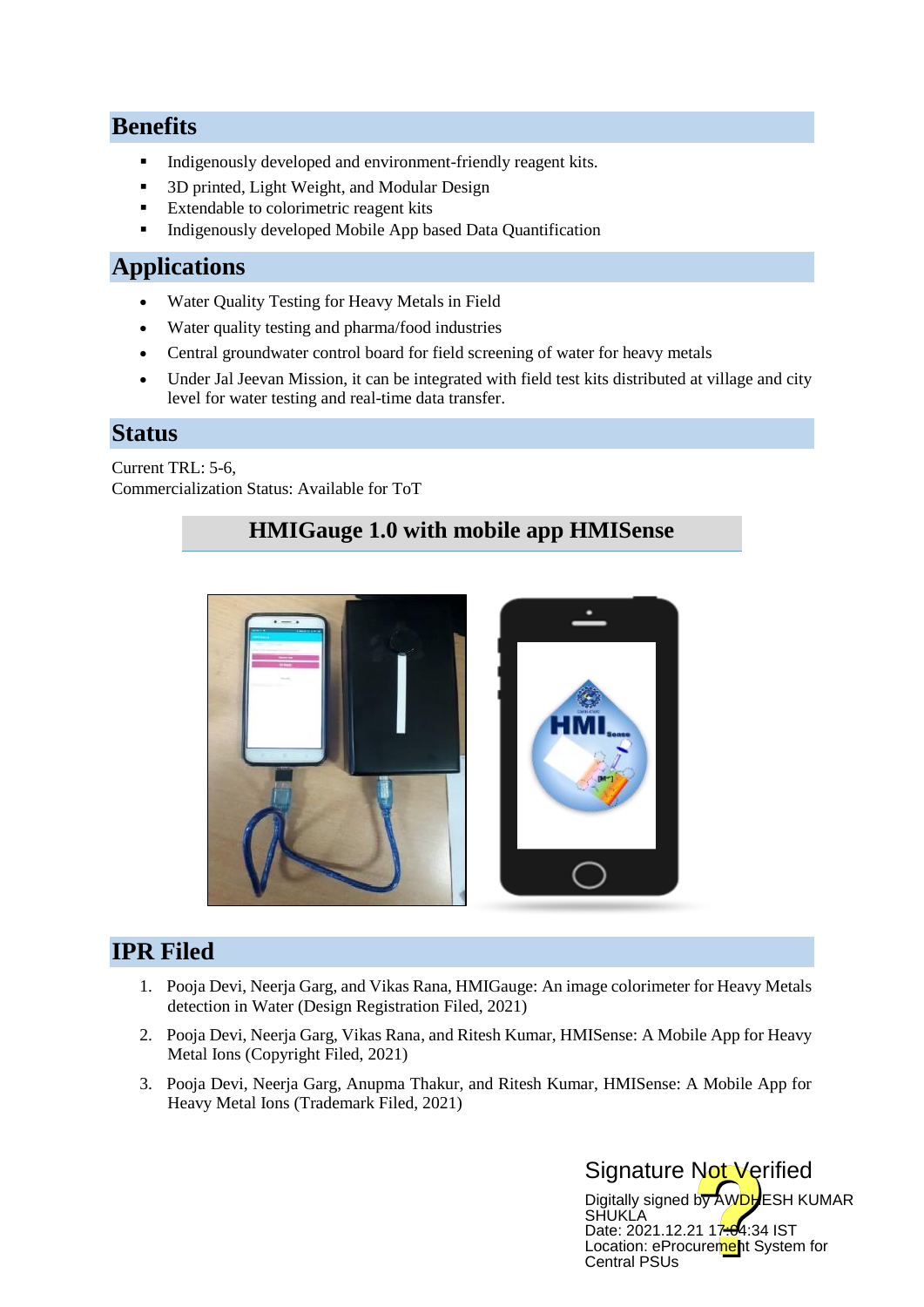## Benefits

- Indigenously developed and environment-friendly reagent kits.
- 3D printed, Light Weight, and Modular Design
- Extendable to colorimetric reagent kits
- Indigenously developed Mobile App based Data Quantification

## Applications

- Water Quality Testing for Heavy Metals in Field
- Water quality testing and pharma/food industries
- Central groundwater control board for field screening of water for heavy metals
- Under Jal Jeevan Mission, it can be integrated with field test kits distributed at village and city level for water testing and real-time data transfer.

## Status

Current TRL: 5-6,
Commercialization Status: Available for ToT

### HMIGauge 1.0 with mobile app HMISense

## IPR Filed

1. Pooja Devi, Neerja Garg, and Vikas Rana, HMIGauge: An image colorimeter for Heavy Metals detection in Water (Design Registration Filed, 2021)
2. Pooja Devi, Neerja Garg, Vikas Rana, and Ritesh Kumar, HMISense: A Mobile App for Heavy Metal Ions (Copyright Filed, 2021)
3. Pooja Devi, Neerja Garg, Anupma Thakur, and Ritesh Kumar, HMISense: A Mobile App for Heavy Metal Ions (Trademark Filed, 2021)

Signature Not Verified
Digitally signed by AWDHESH KUMAR SHUKLA
Date: 2021.12.21 17:04:34 IST
Location: eProcurement System for Central PSUs